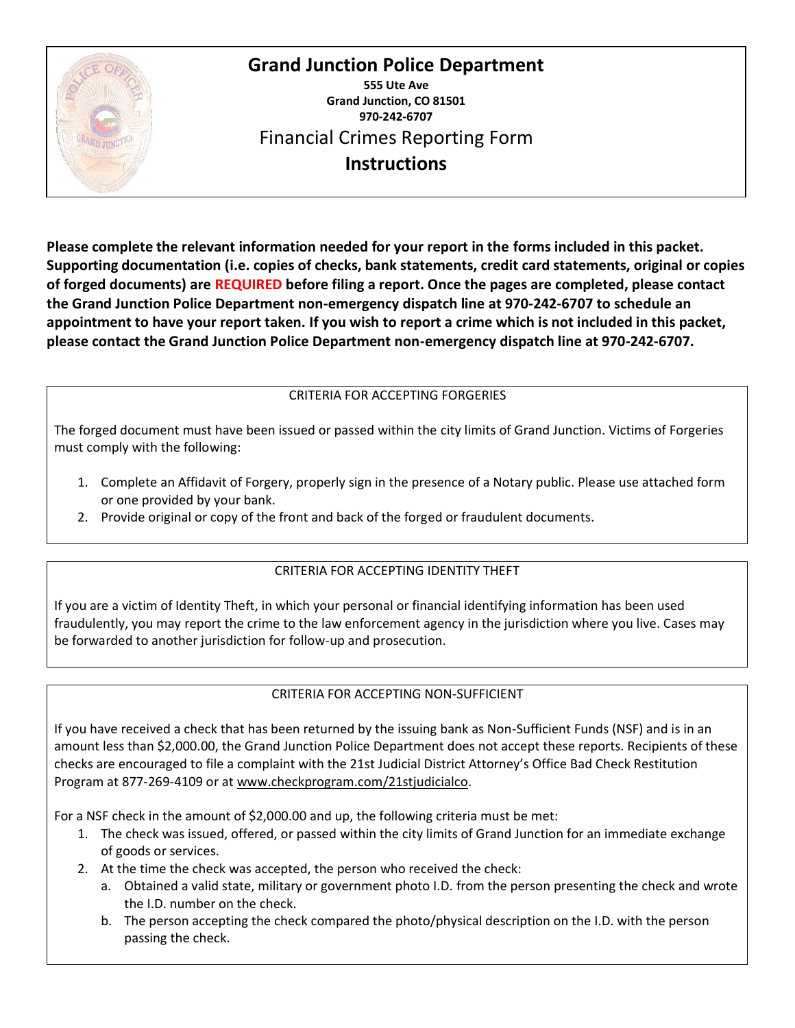# Grand Junction Police Department

**555 Ute Ave**
**Grand Junction, CO 81501**
**970-242-6707**

## Financial Crimes Reporting Form

## Instructions

**Please complete the relevant information needed for your report in the forms included in this packet. Supporting documentation (i.e. copies of checks, bank statements, credit card statements, original or copies of forged documents) are REQUIRED before filing a report. Once the pages are completed, please contact the Grand Junction Police Department non-emergency dispatch line at 970-242-6707 to schedule an appointment to have your report taken. If you wish to report a crime which is not included in this packet, please contact the Grand Junction Police Department non-emergency dispatch line at 970-242-6707.**

### CRITERIA FOR ACCEPTING FORGERIES

The forged document must have been issued or passed within the city limits of Grand Junction. Victims of Forgeries must comply with the following:

1. Complete an Affidavit of Forgery, properly sign in the presence of a Notary public. Please use attached form or one provided by your bank.
2. Provide original or copy of the front and back of the forged or fraudulent documents.

### CRITERIA FOR ACCEPTING IDENTITY THEFT

If you are a victim of Identity Theft, in which your personal or financial identifying information has been used fraudulently, you may report the crime to the law enforcement agency in the jurisdiction where you live. Cases may be forwarded to another jurisdiction for follow-up and prosecution.

### CRITERIA FOR ACCEPTING NON-SUFFICIENT

If you have received a check that has been returned by the issuing bank as Non-Sufficient Funds (NSF) and is in an amount less than $2,000.00, the Grand Junction Police Department does not accept these reports. Recipients of these checks are encouraged to file a complaint with the 21st Judicial District Attorney's Office Bad Check Restitution Program at 877-269-4109 or at www.checkprogram.com/21stjudicialco.

For a NSF check in the amount of $2,000.00 and up, the following criteria must be met:

1. The check was issued, offered, or passed within the city limits of Grand Junction for an immediate exchange of goods or services.
2. At the time the check was accepted, the person who received the check:
   a. Obtained a valid state, military or government photo I.D. from the person presenting the check and wrote the I.D. number on the check.
   b. The person accepting the check compared the photo/physical description on the I.D. with the person passing the check.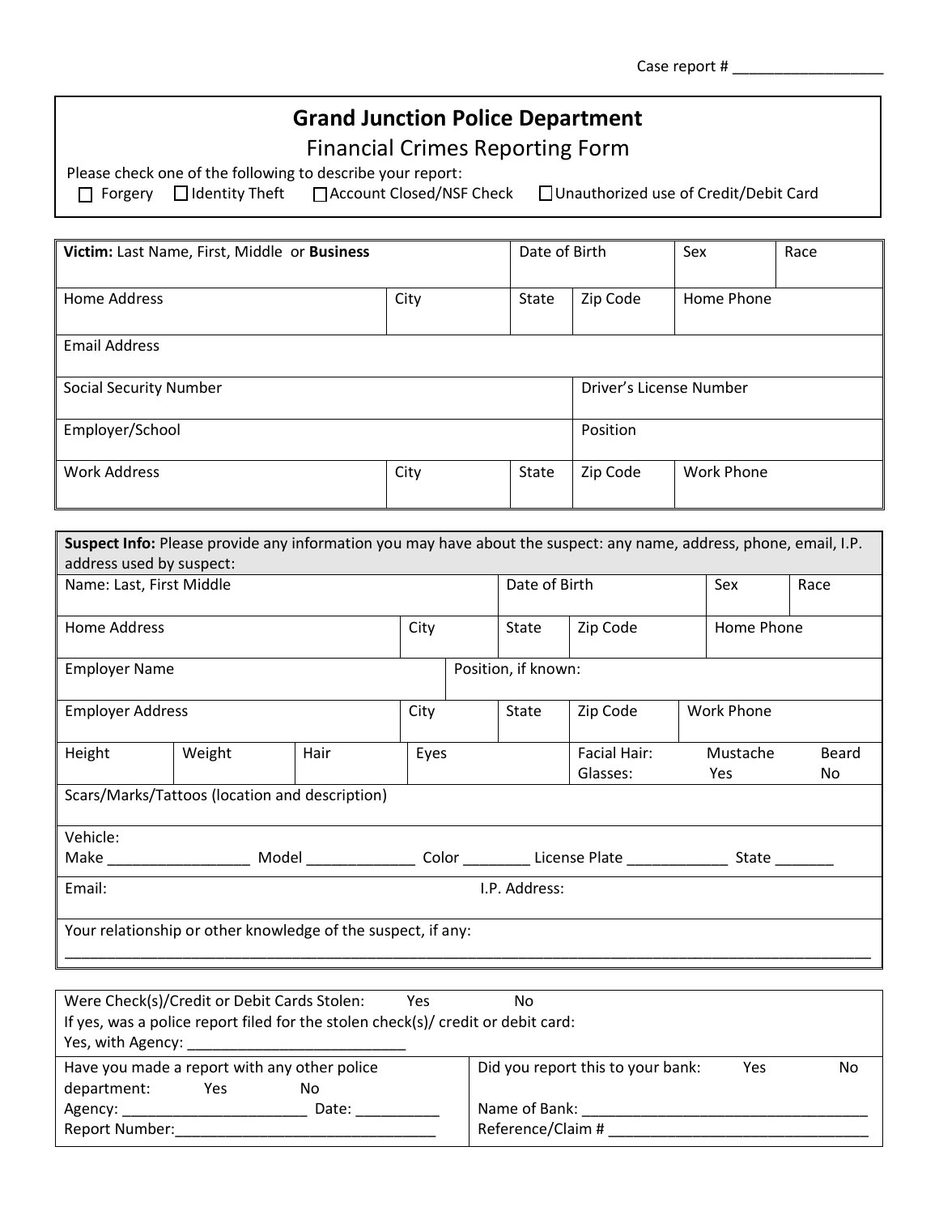Case report # ___________________

# Grand Junction Police Department

## Financial Crimes Reporting Form

Please check one of the following to describe your report:

☐ Forgery ☐ Identity Theft ☐ Account Closed/NSF Check ☐ Unauthorized use of Credit/Debit Card

| **Victim:** Last Name, First, Middle or **Business** | | Date of Birth | | Sex | Race |
|---|---|---|---|---|---|
| Home Address | City | State | Zip Code | Home Phone | |
| Email Address | | | | | |
| Social Security Number | | | Driver's License Number | | |
| Employer/School | | | Position | | |
| Work Address | City | State | Zip Code | Work Phone | |

**Suspect Info:** Please provide any information you may have about the suspect: any name, address, phone, email, I.P. address used by suspect:

| Name: Last, First Middle | | | | Date of Birth | | Sex | Race |
|---|---|---|---|---|---|---|---|
| Home Address | | | City | State | Zip Code | Home Phone | |
| Employer Name | | | | Position, if known: | | | |
| Employer Address | | | City | State | Zip Code | Work Phone | |
| Height | Weight | Hair | Eyes | | Facial Hair: Mustache Beard<br>Glasses: Yes No | | |
| Scars/Marks/Tattoos (location and description) | | | | | | | |

Vehicle:
Make _________________ Model _____________ Color ________ License Plate ____________ State _______

Email: I.P. Address:

Your relationship or other knowledge of the suspect, if any:
_____________________________________________________________________________________________

Were Check(s)/Credit or Debit Cards Stolen: Yes No
If yes, was a police report filed for the stolen check(s)/ credit or debit card:
Yes, with Agency: ___________________________

Have you made a report with any other police department: Yes No
Agency: ______________________ Date: __________
Report Number:________________________________

Did you report this to your bank: Yes No
Name of Bank: __________________________________
Reference/Claim # ________________________________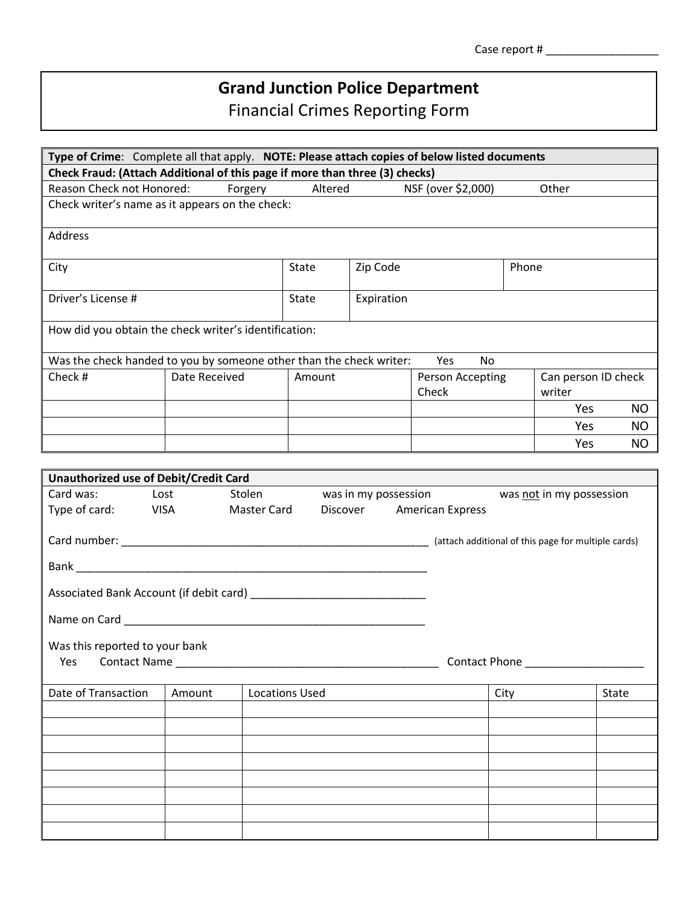Case report # ___________________

# Grand Junction Police Department

## Financial Crimes Reporting Form

**Type of Crime**: Complete all that apply. **NOTE: Please attach copies of below listed documents**

**Check Fraud: (Attach Additional of this page if more than three (3) checks)**

Reason Check not Honored: Forgery Altered NSF (over $2,000) Other

Check writer's name as it appears on the check:

Address

| City | State | Zip Code | Phone |
|---|---|---|---|
| | | | |

| Driver's License # | State | Expiration |
|---|---|---|
| | | |

How did you obtain the check writer's identification:

Was the check handed to you by someone other than the check writer: Yes No

| Check # | Date Received | Amount | Person Accepting Check | Can person ID check writer |
|---|---|---|---|---|
| | | | | Yes NO |
| | | | | Yes NO |
| | | | | Yes NO |

**Unauthorized use of Debit/Credit Card**

Card was: Lost Stolen was in my possession was not in my possession

Type of card: VISA Master Card Discover American Express

Card number: ___________________________________________________ (attach additional of this page for multiple cards)

Bank ___________________________________________________________

Associated Bank Account (if debit card) ____________________________

Name on Card ___________________________________________________

Was this reported to your bank

Yes Contact Name ___________________________________________ Contact Phone ___________________

| Date of Transaction | Amount | Locations Used | City | State |
|---|---|---|---|---|
| | | | | |
| | | | | |
| | | | | |
| | | | | |
| | | | | |
| | | | | |
| | | | | |
| | | | | |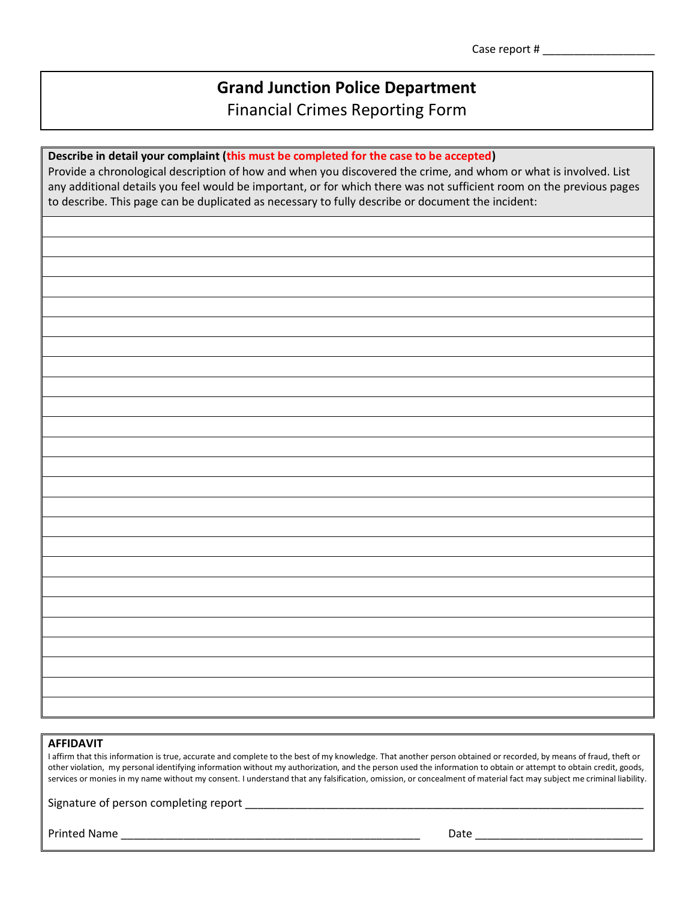Case report # ___________________

# Grand Junction Police Department

## Financial Crimes Reporting Form

**Describe in detail your complaint (this must be completed for the case to be accepted)**
Provide a chronological description of how and when you discovered the crime, and whom or what is involved. List any additional details you feel would be important, or for which there was not sufficient room on the previous pages to describe. This page can be duplicated as necessary to fully describe or document the incident:

**AFFIDAVIT**
I affirm that this information is true, accurate and complete to the best of my knowledge. That another person obtained or recorded, by means of fraud, theft or other violation, my personal identifying information without my authorization, and the person used the information to obtain or attempt to obtain credit, goods, services or monies in my name without my consent. I understand that any falsification, omission, or concealment of material fact may subject me criminal liability.

Signature of person completing report ________________________________________________

Printed Name ____________________________________ Date ____________________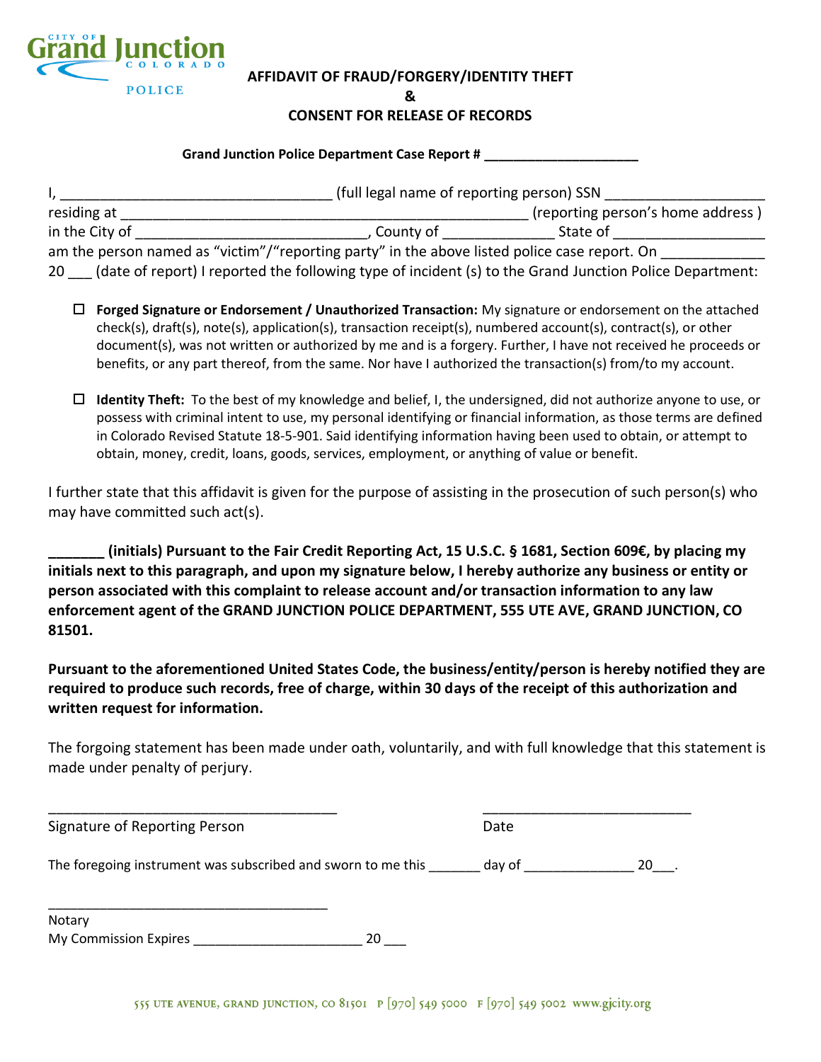City of Grand Junction Colorado POLICE

## AFFIDAVIT OF FRAUD/FORGERY/IDENTITY THEFT
## &
## CONSENT FOR RELEASE OF RECORDS

**Grand Junction Police Department Case Report # ____________________**

I, ___________________________________ (full legal name of reporting person) SSN ____________________ residing at ____________________________________________________ (reporting person's home address ) in the City of ____________________________, County of ______________ State of ___________________ am the person named as "victim"/"reporting party" in the above listed police case report. On _____________ 20 ___ (date of report) I reported the following type of incident (s) to the Grand Junction Police Department:

- ☐ **Forged Signature or Endorsement / Unauthorized Transaction:** My signature or endorsement on the attached check(s), draft(s), note(s), application(s), transaction receipt(s), numbered account(s), contract(s), or other document(s), was not written or authorized by me and is a forgery. Further, I have not received he proceeds or benefits, or any part thereof, from the same. Nor have I authorized the transaction(s) from/to my account.

- ☐ **Identity Theft:** To the best of my knowledge and belief, I, the undersigned, did not authorize anyone to use, or possess with criminal intent to use, my personal identifying or financial information, as those terms are defined in Colorado Revised Statute 18-5-901. Said identifying information having been used to obtain, or attempt to obtain, money, credit, loans, goods, services, employment, or anything of value or benefit.

I further state that this affidavit is given for the purpose of assisting in the prosecution of such person(s) who may have committed such act(s).

**_______ (initials) Pursuant to the Fair Credit Reporting Act, 15 U.S.C. § 1681, Section 609€, by placing my initials next to this paragraph, and upon my signature below, I hereby authorize any business or entity or person associated with this complaint to release account and/or transaction information to any law enforcement agent of the GRAND JUNCTION POLICE DEPARTMENT, 555 UTE AVE, GRAND JUNCTION, CO 81501.**

**Pursuant to the aforementioned United States Code, the business/entity/person is hereby notified they are required to produce such records, free of charge, within 30 days of the receipt of this authorization and written request for information.**

The forgoing statement has been made under oath, voluntarily, and with full knowledge that this statement is made under penalty of perjury.

_____________________________________ ___________________________

Signature of Reporting Person Date

The foregoing instrument was subscribed and sworn to me this _______ day of _______________ 20___.

_____________________________________

Notary

My Commission Expires ______________________ 20 ___

555 UTE AVENUE, GRAND JUNCTION, CO 81501 P [970] 549 5000 F [970] 549 5002 www.gjcity.org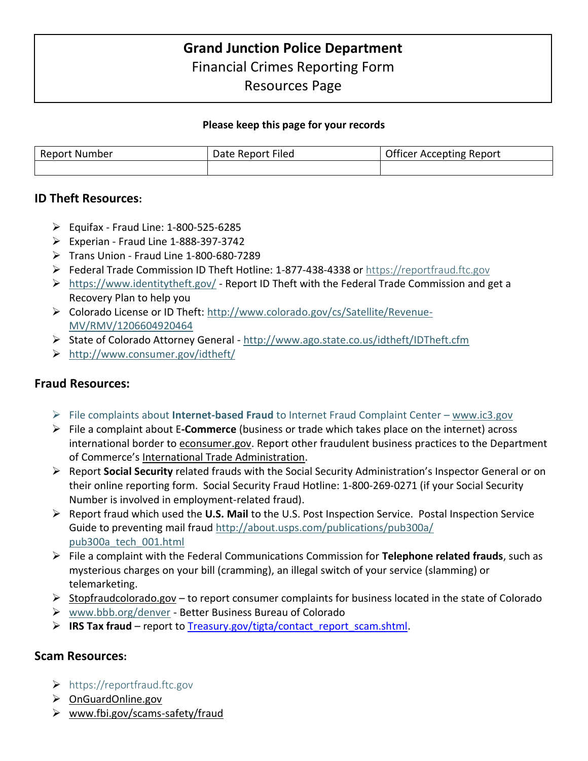# Grand Junction Police Department

Financial Crimes Reporting Form

Resources Page

**Please keep this page for your records**

| Report Number | Date Report Filed | Officer Accepting Report |
|---|---|---|
| | | |

## ID Theft Resources:

- Equifax - Fraud Line: 1-800-525-6285
- Experian - Fraud Line 1-888-397-3742
- Trans Union - Fraud Line 1-800-680-7289
- Federal Trade Commission ID Theft Hotline: 1-877-438-4338 or https://reportfraud.ftc.gov
- https://www.identitytheft.gov/ - Report ID Theft with the Federal Trade Commission and get a Recovery Plan to help you
- Colorado License or ID Theft: http://www.colorado.gov/cs/Satellite/Revenue-MV/RMV/1206604920464
- State of Colorado Attorney General - http://www.ago.state.co.us/idtheft/IDTheft.cfm
- http://www.consumer.gov/idtheft/

## Fraud Resources:

- File complaints about **Internet-based Fraud** to Internet Fraud Complaint Center – www.ic3.gov
- File a complaint about E**-Commerce** (business or trade which takes place on the internet) across international border to econsumer.gov. Report other fraudulent business practices to the Department of Commerce's International Trade Administration.
- Report **Social Security** related frauds with the Social Security Administration's Inspector General or on their online reporting form. Social Security Fraud Hotline: 1-800-269-0271 (if your Social Security Number is involved in employment-related fraud).
- Report fraud which used the **U.S. Mail** to the U.S. Post Inspection Service. Postal Inspection Service Guide to preventing mail fraud http://about.usps.com/publications/pub300a/pub300a_tech_001.html
- File a complaint with the Federal Communications Commission for **Telephone related frauds**, such as mysterious charges on your bill (cramming), an illegal switch of your service (slamming) or telemarketing.
- Stopfraudcolorado.gov – to report consumer complaints for business located in the state of Colorado
- www.bbb.org/denver - Better Business Bureau of Colorado
- **IRS Tax fraud** – report to Treasury.gov/tigta/contact_report_scam.shtml.

## Scam Resources:

- https://reportfraud.ftc.gov
- OnGuardOnline.gov
- www.fbi.gov/scams-safety/fraud